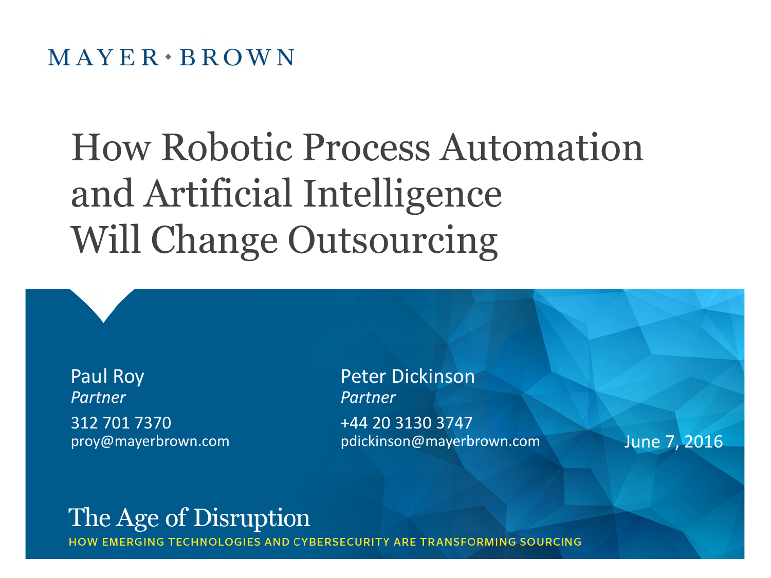MAYER • BROWN

# How Robotic Process Automation and Artificial Intelligence Will Change Outsourcing

Paul Roy
*Partner*
312 701 7370
proy@mayerbrown.com

Peter Dickinson
*Partner*
+44 20 3130 3747
pdickinson@mayerbrown.com

June 7, 2016

## The Age of Disruption

HOW EMERGING TECHNOLOGIES AND CYBERSECURITY ARE TRANSFORMING SOURCING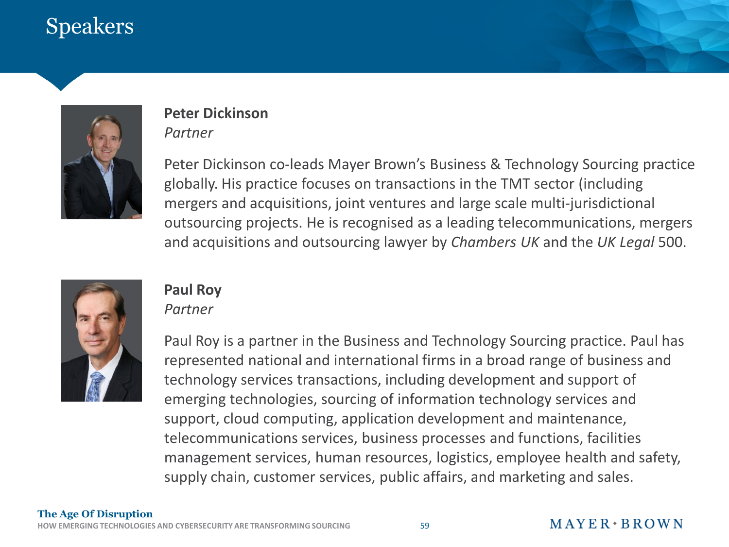# Speakers

**Peter Dickinson**
*Partner*

Peter Dickinson co-leads Mayer Brown's Business & Technology Sourcing practice globally. His practice focuses on transactions in the TMT sector (including mergers and acquisitions, joint ventures and large scale multi-jurisdictional outsourcing projects. He is recognised as a leading telecommunications, mergers and acquisitions and outsourcing lawyer by *Chambers UK* and the *UK Legal* 500.

**Paul Roy**
*Partner*

Paul Roy is a partner in the Business and Technology Sourcing practice. Paul has represented national and international firms in a broad range of business and technology services transactions, including development and support of emerging technologies, sourcing of information technology services and support, cloud computing, application development and maintenance, telecommunications services, business processes and functions, facilities management services, human resources, logistics, employee health and safety, supply chain, customer services, public affairs, and marketing and sales.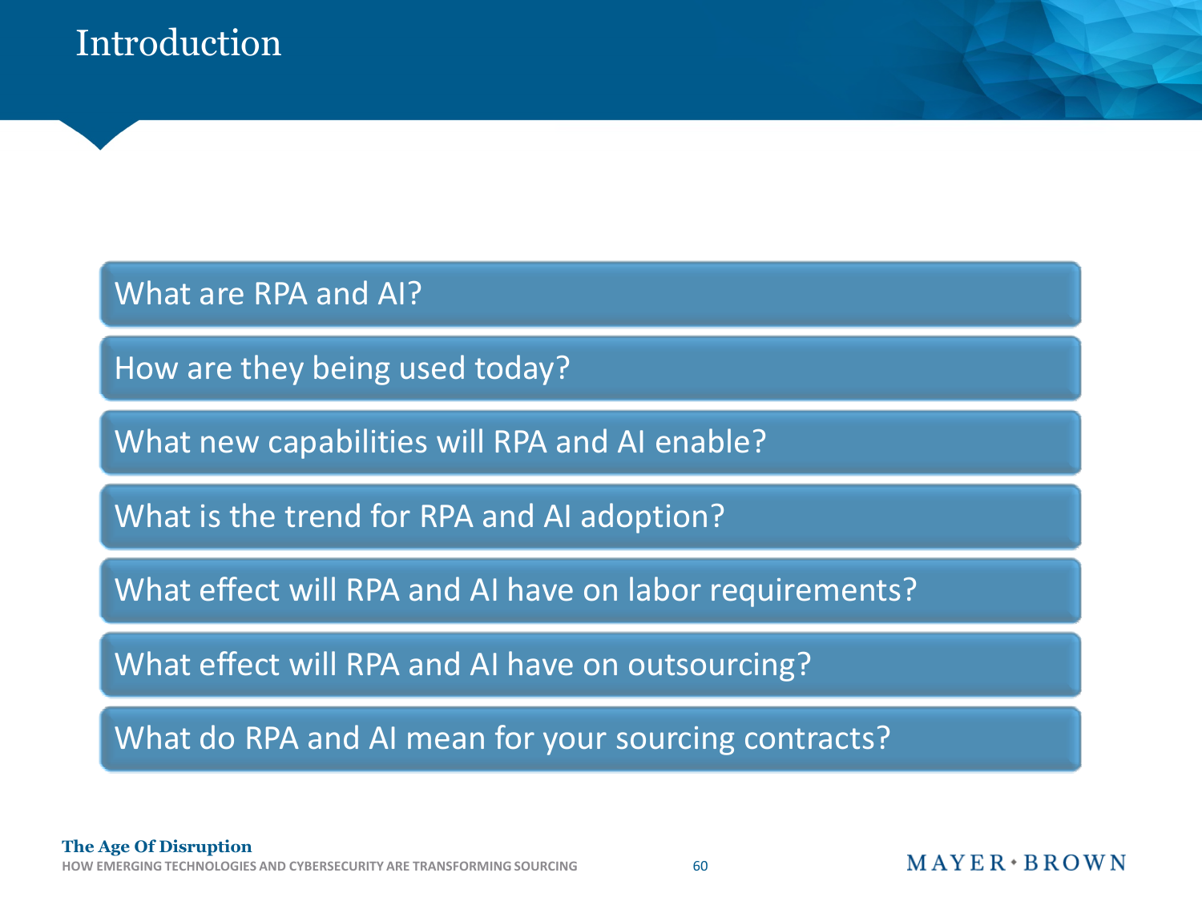# Introduction

- What are RPA and AI?
- How are they being used today?
- What new capabilities will RPA and AI enable?
- What is the trend for RPA and AI adoption?
- What effect will RPA and AI have on labor requirements?
- What effect will RPA and AI have on outsourcing?
- What do RPA and AI mean for your sourcing contracts?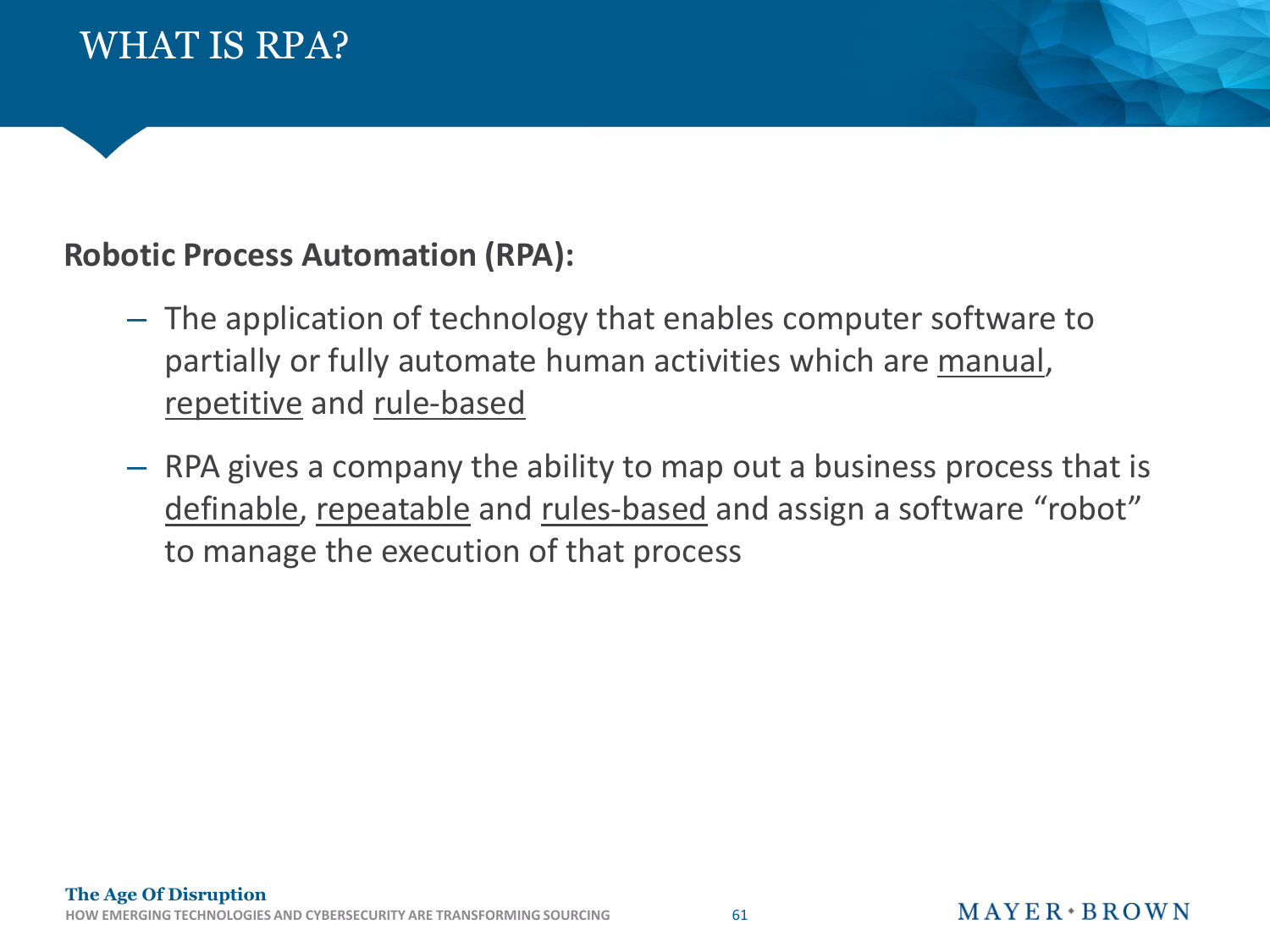# WHAT IS RPA?

**Robotic Process Automation (RPA):**

- The application of technology that enables computer software to partially or fully automate human activities which are manual, repetitive and rule-based
- RPA gives a company the ability to map out a business process that is definable, repeatable and rules-based and assign a software "robot" to manage the execution of that process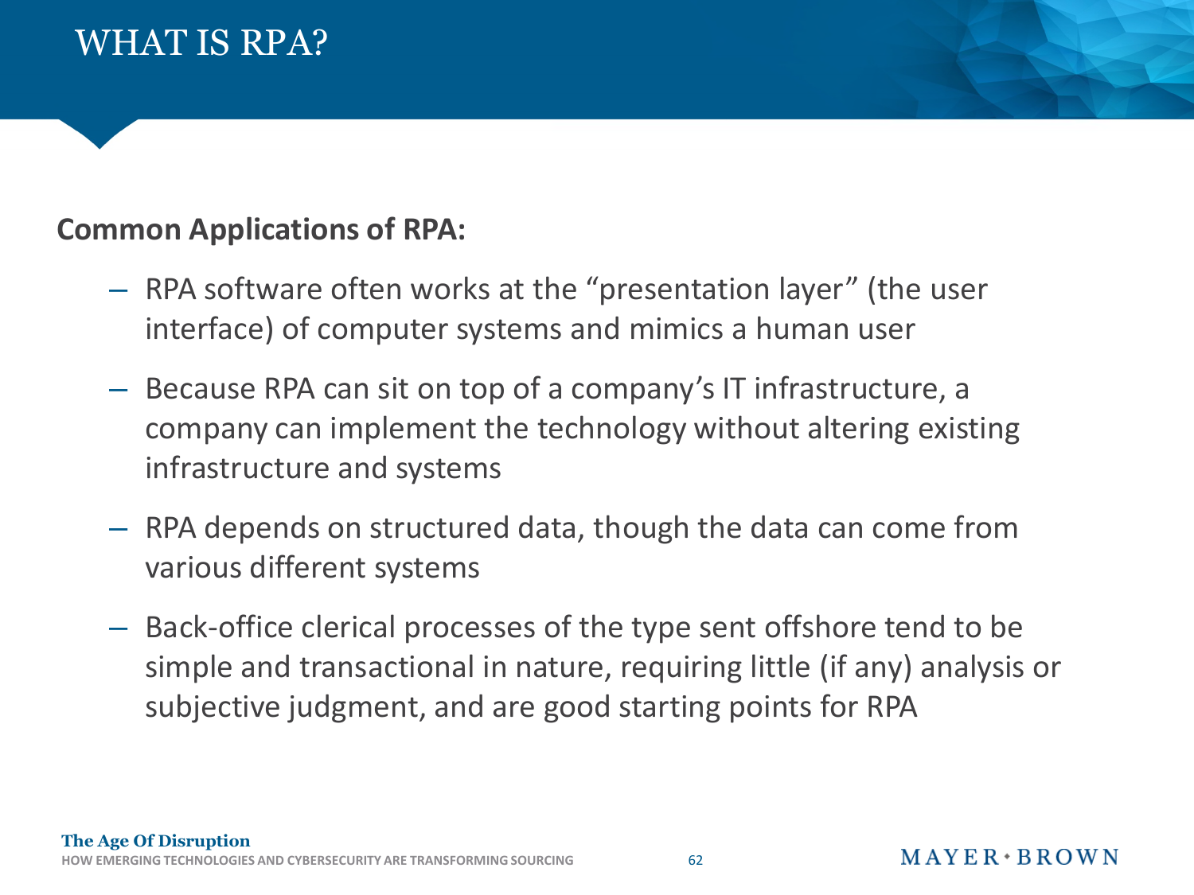# WHAT IS RPA?

**Common Applications of RPA:**

- RPA software often works at the "presentation layer" (the user interface) of computer systems and mimics a human user
- Because RPA can sit on top of a company's IT infrastructure, a company can implement the technology without altering existing infrastructure and systems
- RPA depends on structured data, though the data can come from various different systems
- Back-office clerical processes of the type sent offshore tend to be simple and transactional in nature, requiring little (if any) analysis or subjective judgment, and are good starting points for RPA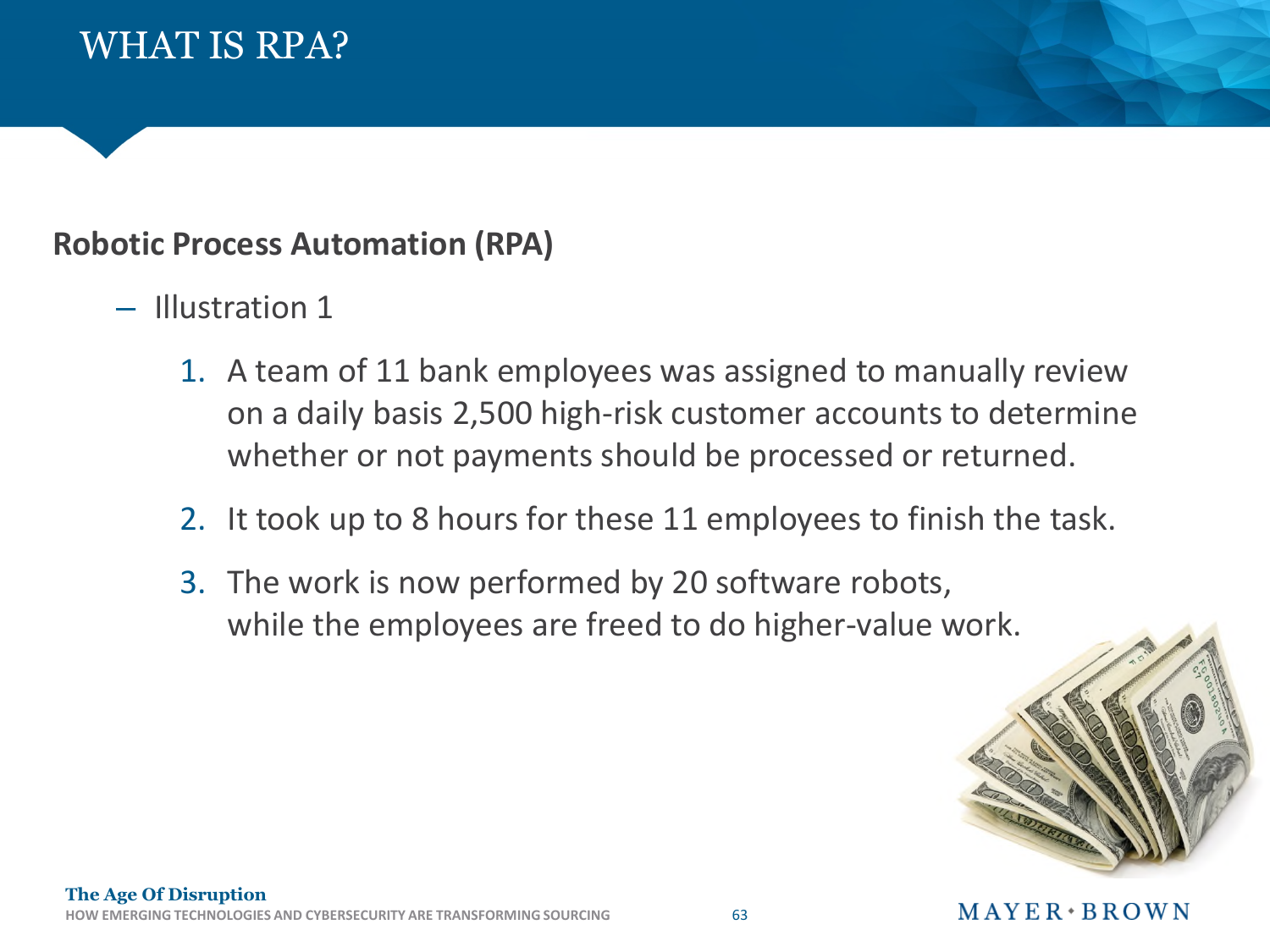# WHAT IS RPA?

**Robotic Process Automation (RPA)**

– Illustration 1

1. A team of 11 bank employees was assigned to manually review on a daily basis 2,500 high-risk customer accounts to determine whether or not payments should be processed or returned.
2. It took up to 8 hours for these 11 employees to finish the task.
3. The work is now performed by 20 software robots, while the employees are freed to do higher-value work.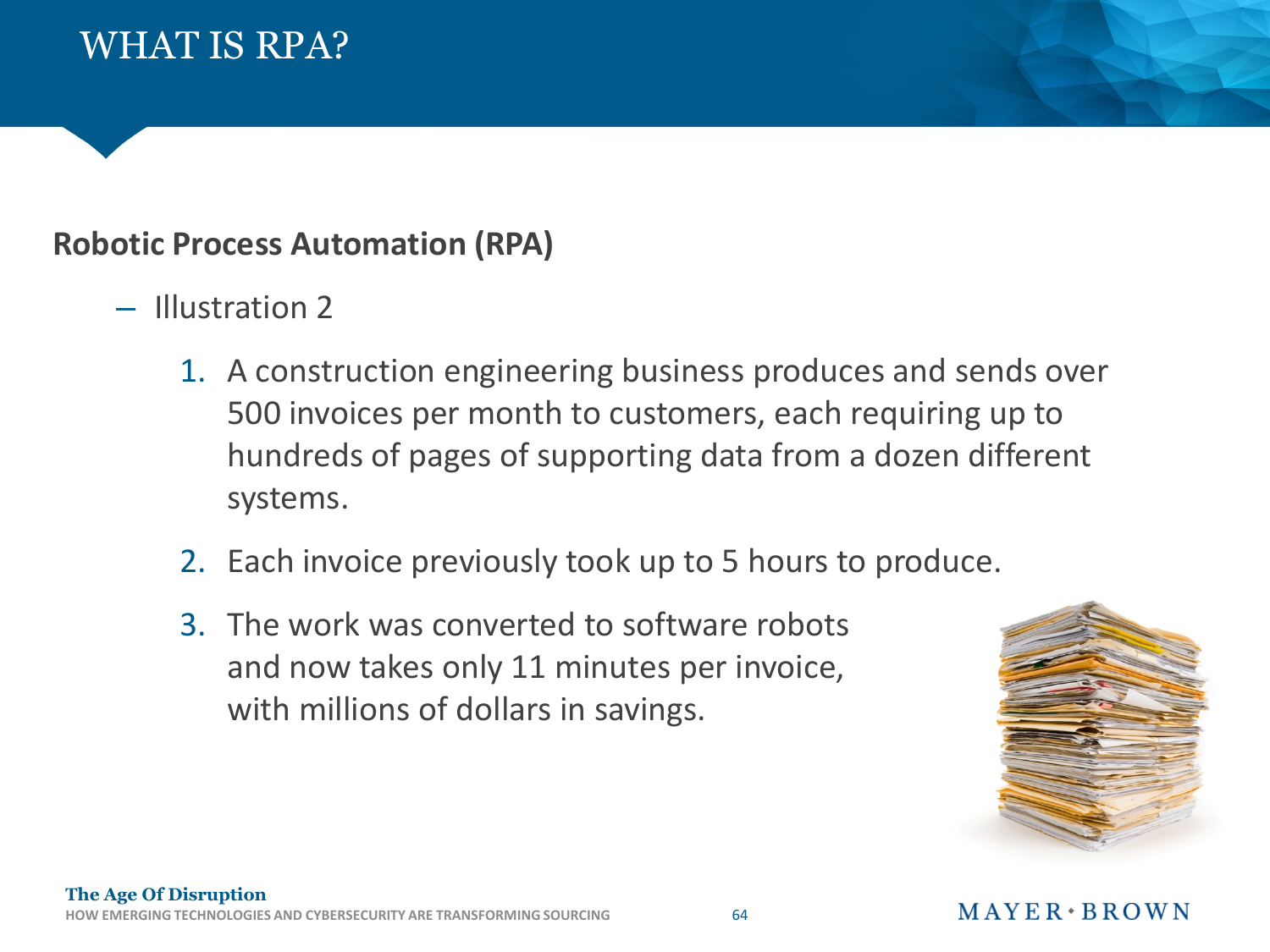# WHAT IS RPA?

**Robotic Process Automation (RPA)**

– Illustration 2

1. A construction engineering business produces and sends over 500 invoices per month to customers, each requiring up to hundreds of pages of supporting data from a dozen different systems.
2. Each invoice previously took up to 5 hours to produce.
3. The work was converted to software robots and now takes only 11 minutes per invoice, with millions of dollars in savings.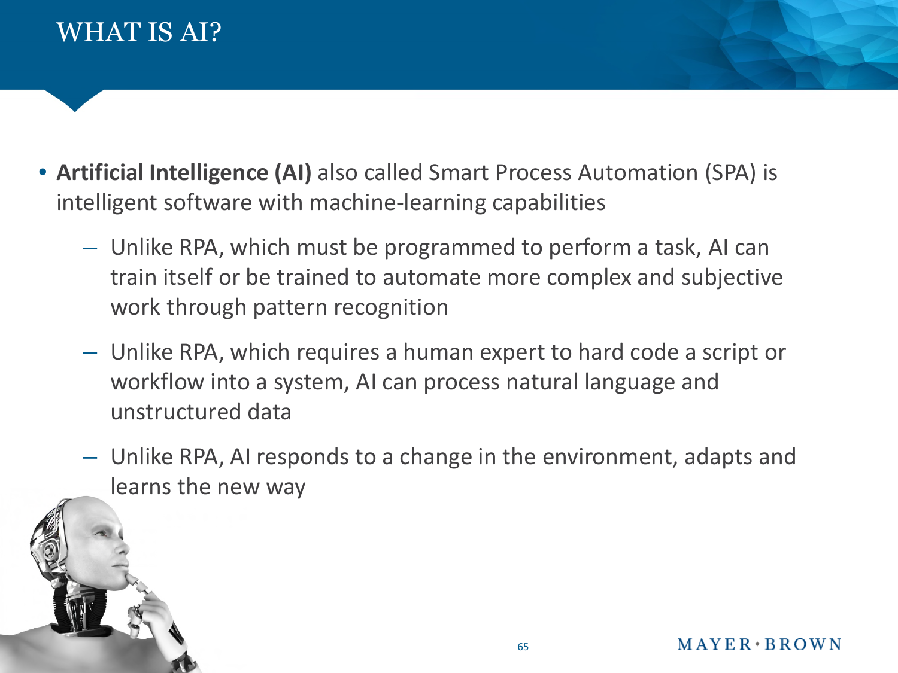# WHAT IS AI?

- **Artificial Intelligence (AI)** also called Smart Process Automation (SPA) is intelligent software with machine-learning capabilities
  - Unlike RPA, which must be programmed to perform a task, AI can train itself or be trained to automate more complex and subjective work through pattern recognition
  - Unlike RPA, which requires a human expert to hard code a script or workflow into a system, AI can process natural language and unstructured data
  - Unlike RPA, AI responds to a change in the environment, adapts and learns the new way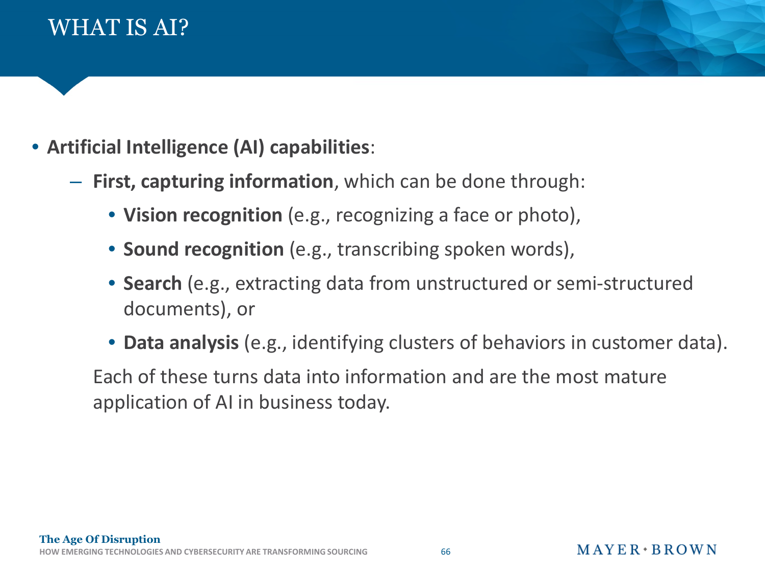# WHAT IS AI?

- **Artificial Intelligence (AI) capabilities**:
  - **First, capturing information**, which can be done through:
    - **Vision recognition** (e.g., recognizing a face or photo),
    - **Sound recognition** (e.g., transcribing spoken words),
    - **Search** (e.g., extracting data from unstructured or semi-structured documents), or
    - **Data analysis** (e.g., identifying clusters of behaviors in customer data).

    Each of these turns data into information and are the most mature application of AI in business today.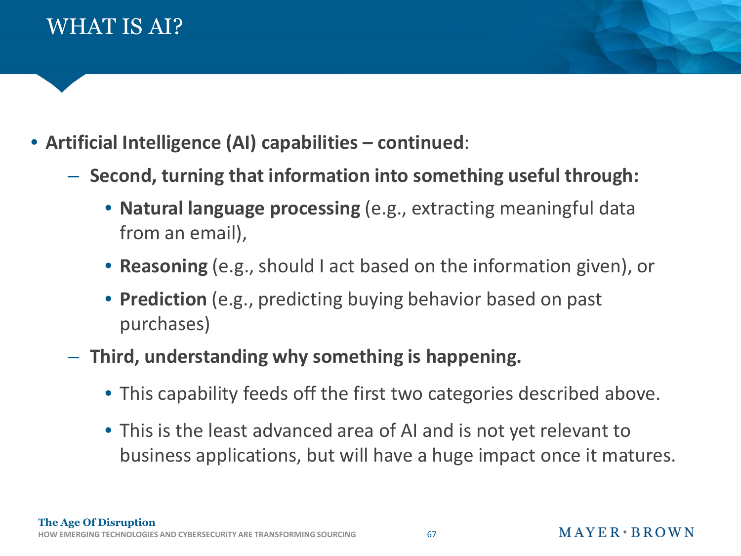# WHAT IS AI?

- **Artificial Intelligence (AI) capabilities – continued**:
  - **Second, turning that information into something useful through:**
    - **Natural language processing** (e.g., extracting meaningful data from an email),
    - **Reasoning** (e.g., should I act based on the information given), or
    - **Prediction** (e.g., predicting buying behavior based on past purchases)
  - **Third, understanding why something is happening.**
    - This capability feeds off the first two categories described above.
    - This is the least advanced area of AI and is not yet relevant to business applications, but will have a huge impact once it matures.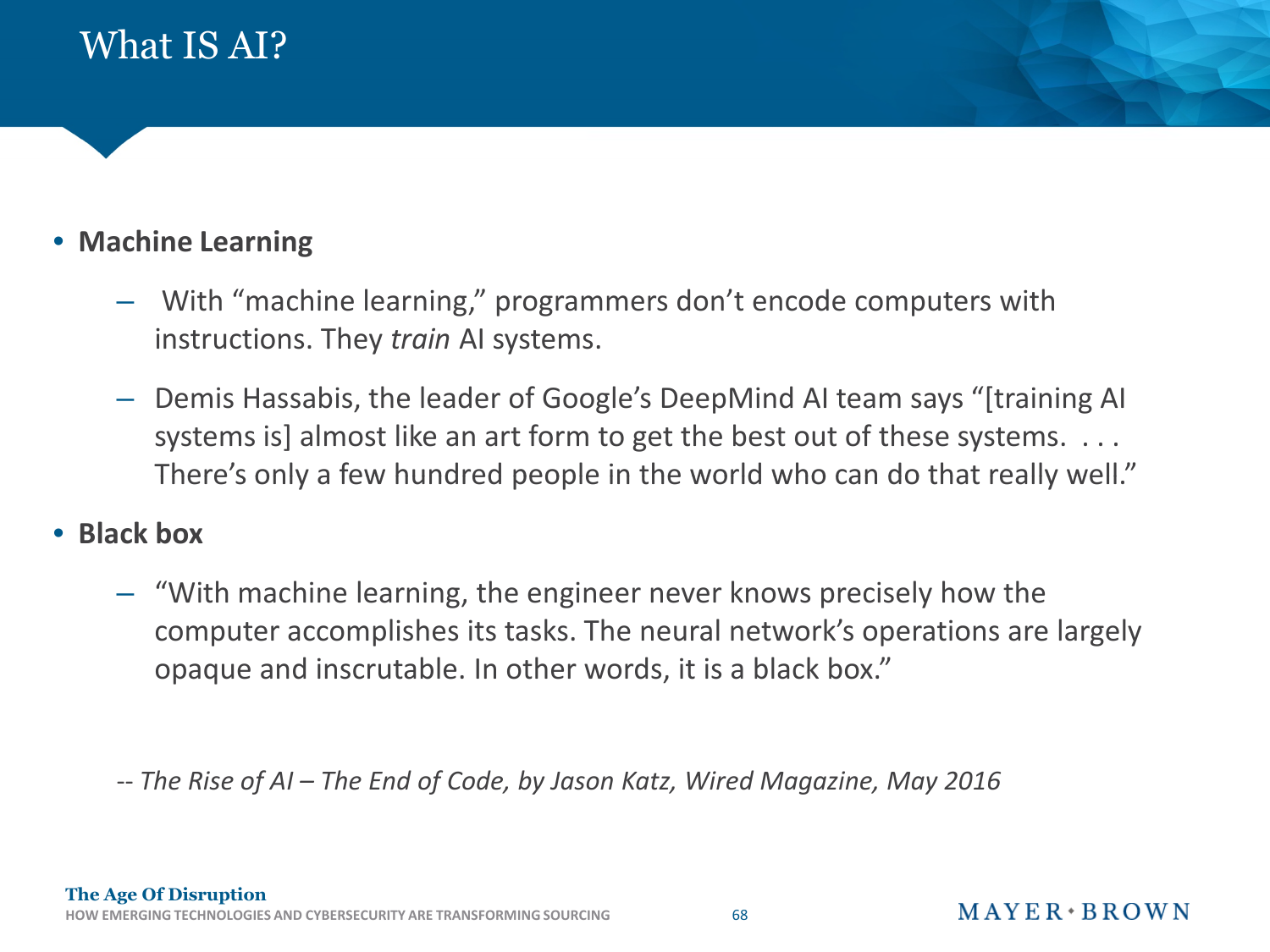# What IS AI?

- **Machine Learning**
  - With "machine learning," programmers don't encode computers with instructions. They *train* AI systems.
  - Demis Hassabis, the leader of Google's DeepMind AI team says "[training AI systems is] almost like an art form to get the best out of these systems. . . . There's only a few hundred people in the world who can do that really well."
- **Black box**
  - "With machine learning, the engineer never knows precisely how the computer accomplishes its tasks. The neural network's operations are largely opaque and inscrutable. In other words, it is a black box."

-- *The Rise of AI – The End of Code, by Jason Katz, Wired Magazine, May 2016*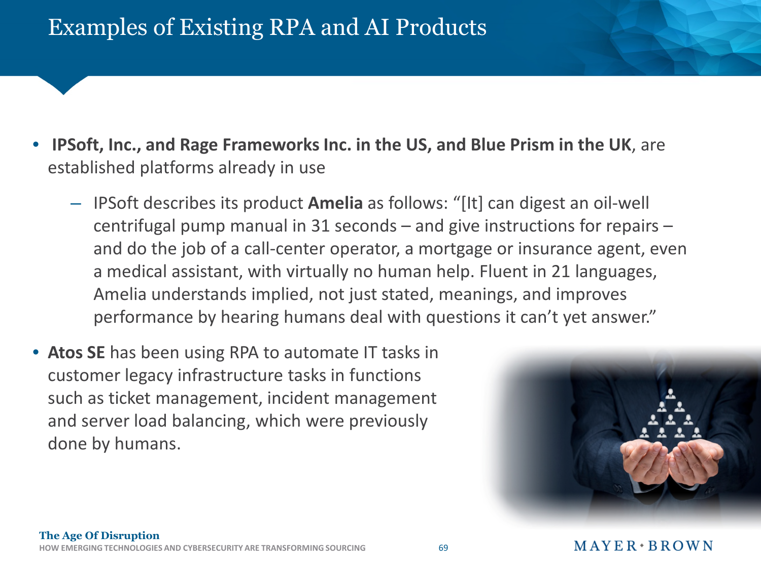# Examples of Existing RPA and AI Products

- **IPSoft, Inc., and Rage Frameworks Inc. in the US, and Blue Prism in the UK**, are established platforms already in use
  - IPSoft describes its product **Amelia** as follows: "[It] can digest an oil-well centrifugal pump manual in 31 seconds – and give instructions for repairs – and do the job of a call-center operator, a mortgage or insurance agent, even a medical assistant, with virtually no human help. Fluent in 21 languages, Amelia understands implied, not just stated, meanings, and improves performance by hearing humans deal with questions it can't yet answer."
- **Atos SE** has been using RPA to automate IT tasks in customer legacy infrastructure tasks in functions such as ticket management, incident management and server load balancing, which were previously done by humans.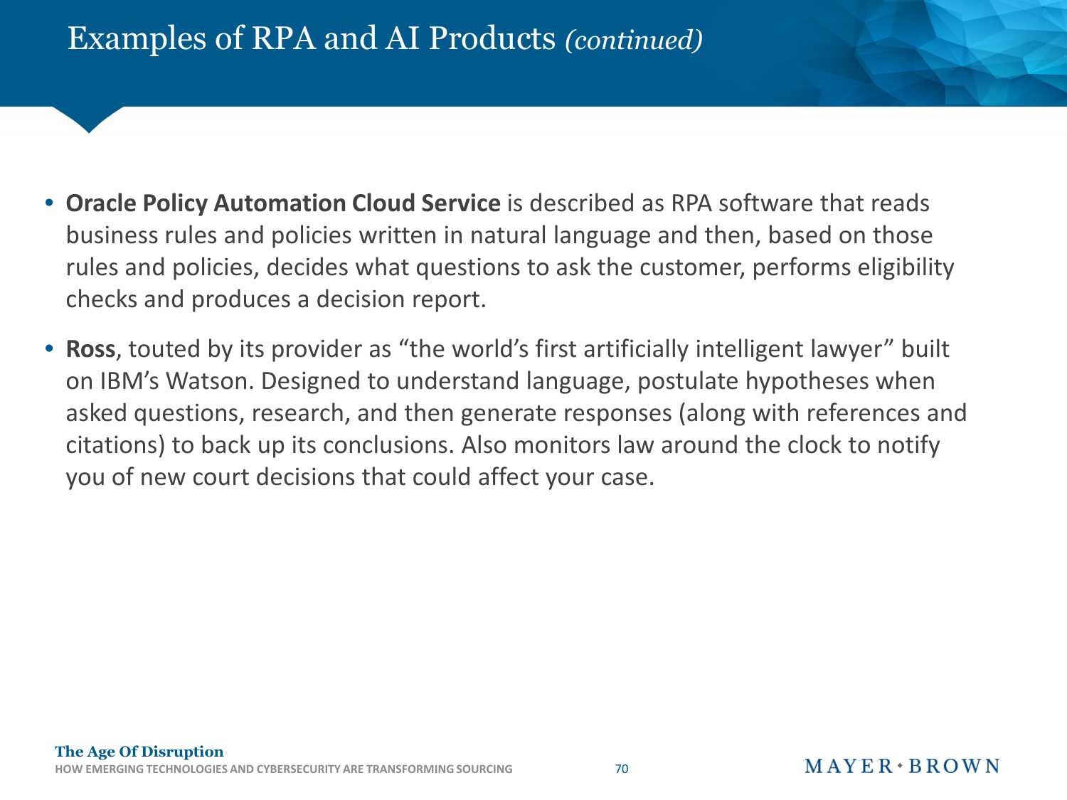# Examples of RPA and AI Products *(continued)*

- **Oracle Policy Automation Cloud Service** is described as RPA software that reads business rules and policies written in natural language and then, based on those rules and policies, decides what questions to ask the customer, performs eligibility checks and produces a decision report.
- **Ross**, touted by its provider as "the world's first artificially intelligent lawyer" built on IBM's Watson. Designed to understand language, postulate hypotheses when asked questions, research, and then generate responses (along with references and citations) to back up its conclusions. Also monitors law around the clock to notify you of new court decisions that could affect your case.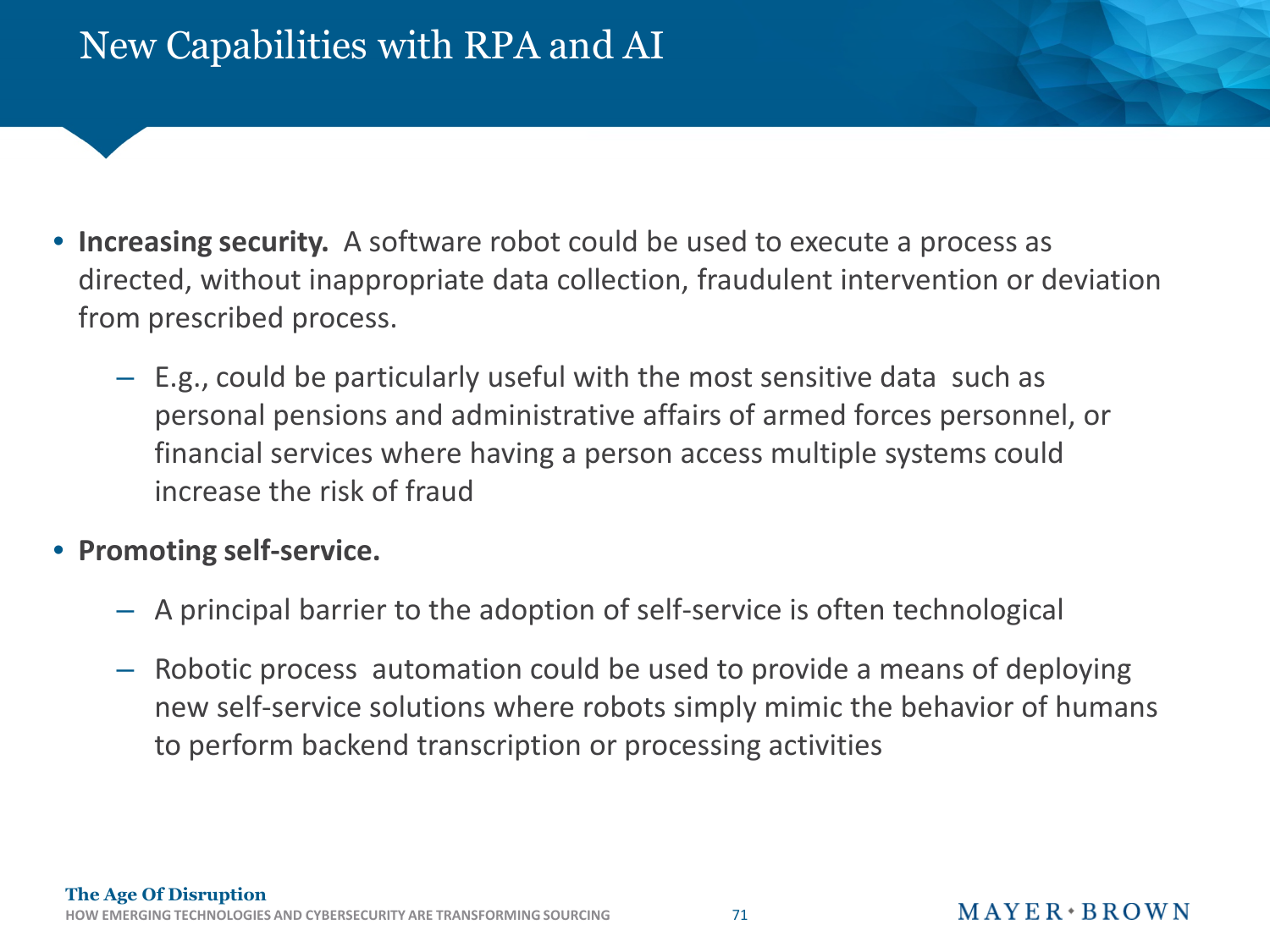# New Capabilities with RPA and AI

- **Increasing security.** A software robot could be used to execute a process as directed, without inappropriate data collection, fraudulent intervention or deviation from prescribed process.
  - E.g., could be particularly useful with the most sensitive data such as personal pensions and administrative affairs of armed forces personnel, or financial services where having a person access multiple systems could increase the risk of fraud
- **Promoting self-service.**
  - A principal barrier to the adoption of self-service is often technological
  - Robotic process automation could be used to provide a means of deploying new self-service solutions where robots simply mimic the behavior of humans to perform backend transcription or processing activities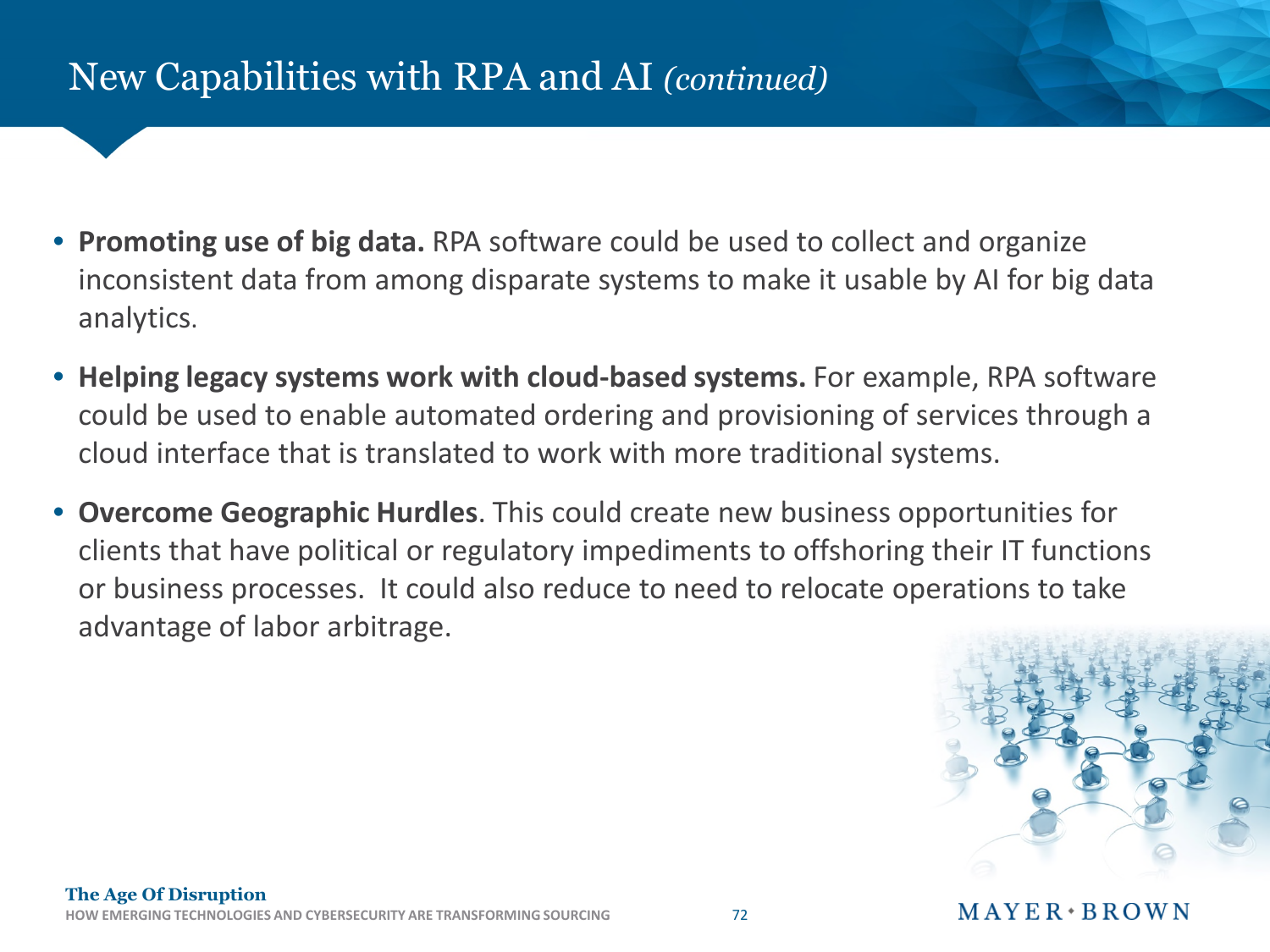# New Capabilities with RPA and AI *(continued)*

- **Promoting use of big data.** RPA software could be used to collect and organize inconsistent data from among disparate systems to make it usable by AI for big data analytics.
- **Helping legacy systems work with cloud-based systems.** For example, RPA software could be used to enable automated ordering and provisioning of services through a cloud interface that is translated to work with more traditional systems.
- **Overcome Geographic Hurdles**. This could create new business opportunities for clients that have political or regulatory impediments to offshoring their IT functions or business processes. It could also reduce to need to relocate operations to take advantage of labor arbitrage.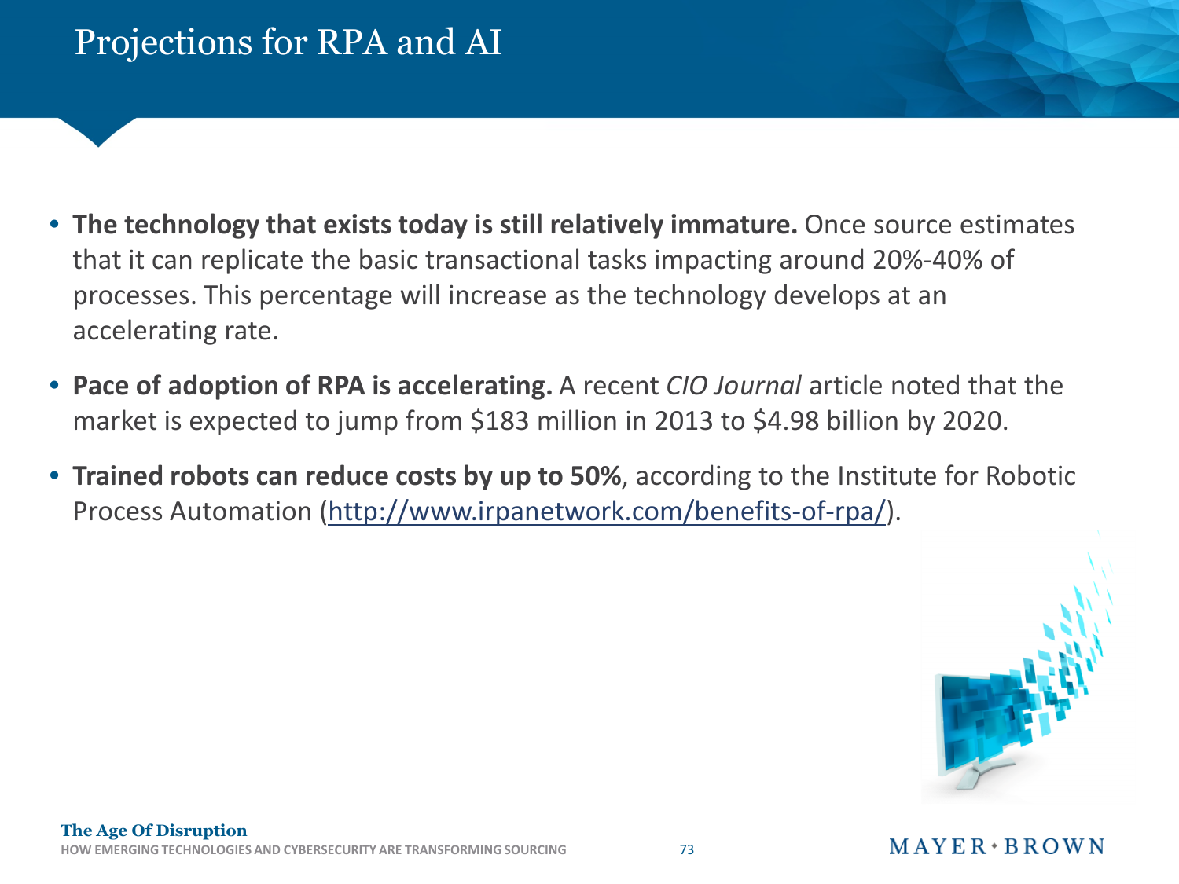# Projections for RPA and AI

- **The technology that exists today is still relatively immature.** Once source estimates that it can replicate the basic transactional tasks impacting around 20%-40% of processes. This percentage will increase as the technology develops at an accelerating rate.
- **Pace of adoption of RPA is accelerating.** A recent *CIO Journal* article noted that the market is expected to jump from $183 million in 2013 to $4.98 billion by 2020.
- **Trained robots can reduce costs by up to 50%**, according to the Institute for Robotic Process Automation (http://www.irpanetwork.com/benefits-of-rpa/).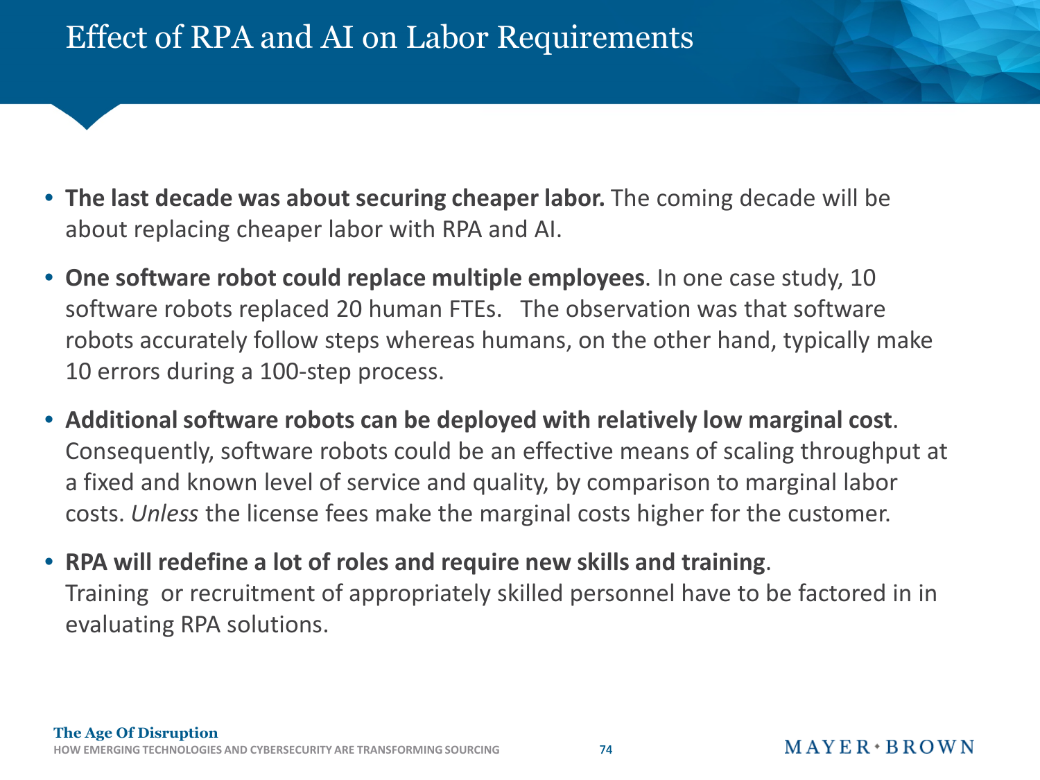# Effect of RPA and AI on Labor Requirements

- **The last decade was about securing cheaper labor.** The coming decade will be about replacing cheaper labor with RPA and AI.
- **One software robot could replace multiple employees**. In one case study, 10 software robots replaced 20 human FTEs. The observation was that software robots accurately follow steps whereas humans, on the other hand, typically make 10 errors during a 100-step process.
- **Additional software robots can be deployed with relatively low marginal cost**. Consequently, software robots could be an effective means of scaling throughput at a fixed and known level of service and quality, by comparison to marginal labor costs. *Unless* the license fees make the marginal costs higher for the customer.
- **RPA will redefine a lot of roles and require new skills and training**. Training or recruitment of appropriately skilled personnel have to be factored in in evaluating RPA solutions.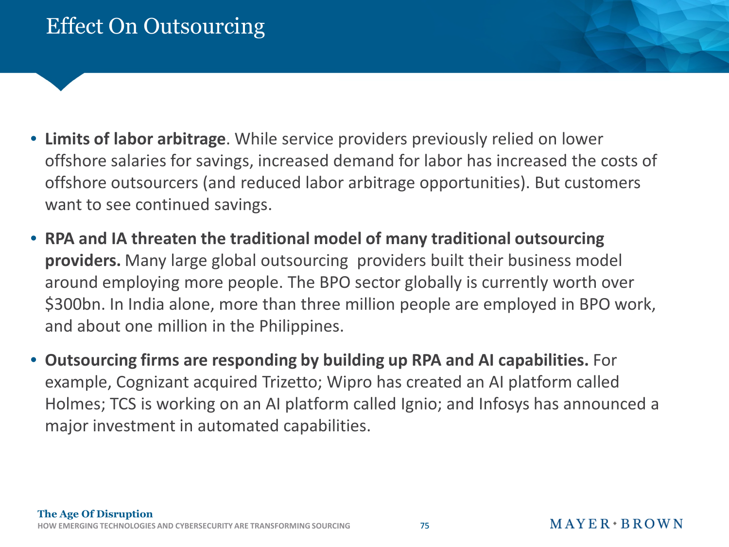# Effect On Outsourcing

- **Limits of labor arbitrage**. While service providers previously relied on lower offshore salaries for savings, increased demand for labor has increased the costs of offshore outsourcers (and reduced labor arbitrage opportunities). But customers want to see continued savings.
- **RPA and IA threaten the traditional model of many traditional outsourcing providers.** Many large global outsourcing providers built their business model around employing more people. The BPO sector globally is currently worth over $300bn. In India alone, more than three million people are employed in BPO work, and about one million in the Philippines.
- **Outsourcing firms are responding by building up RPA and AI capabilities.** For example, Cognizant acquired Trizetto; Wipro has created an AI platform called Holmes; TCS is working on an AI platform called Ignio; and Infosys has announced a major investment in automated capabilities.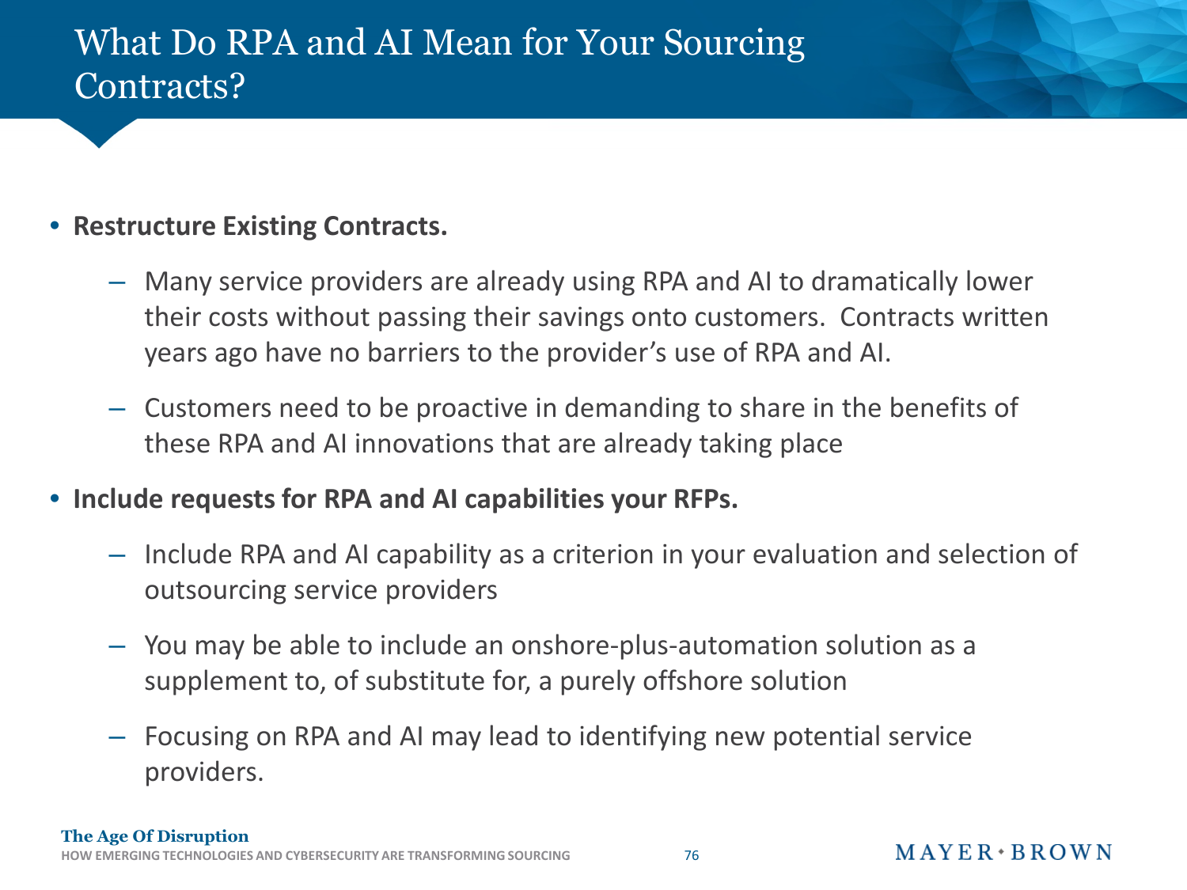# What Do RPA and AI Mean for Your Sourcing Contracts?

- **Restructure Existing Contracts.**
  - Many service providers are already using RPA and AI to dramatically lower their costs without passing their savings onto customers. Contracts written years ago have no barriers to the provider's use of RPA and AI.
  - Customers need to be proactive in demanding to share in the benefits of these RPA and AI innovations that are already taking place
- **Include requests for RPA and AI capabilities your RFPs.**
  - Include RPA and AI capability as a criterion in your evaluation and selection of outsourcing service providers
  - You may be able to include an onshore-plus-automation solution as a supplement to, of substitute for, a purely offshore solution
  - Focusing on RPA and AI may lead to identifying new potential service providers.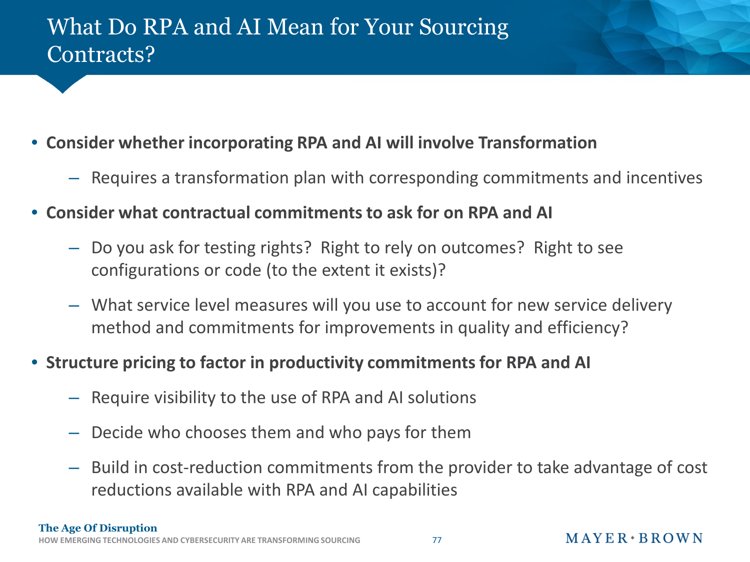# What Do RPA and AI Mean for Your Sourcing Contracts?

- **Consider whether incorporating RPA and AI will involve Transformation**
  - Requires a transformation plan with corresponding commitments and incentives
- **Consider what contractual commitments to ask for on RPA and AI**
  - Do you ask for testing rights? Right to rely on outcomes? Right to see configurations or code (to the extent it exists)?
  - What service level measures will you use to account for new service delivery method and commitments for improvements in quality and efficiency?
- **Structure pricing to factor in productivity commitments for RPA and AI**
  - Require visibility to the use of RPA and AI solutions
  - Decide who chooses them and who pays for them
  - Build in cost-reduction commitments from the provider to take advantage of cost reductions available with RPA and AI capabilities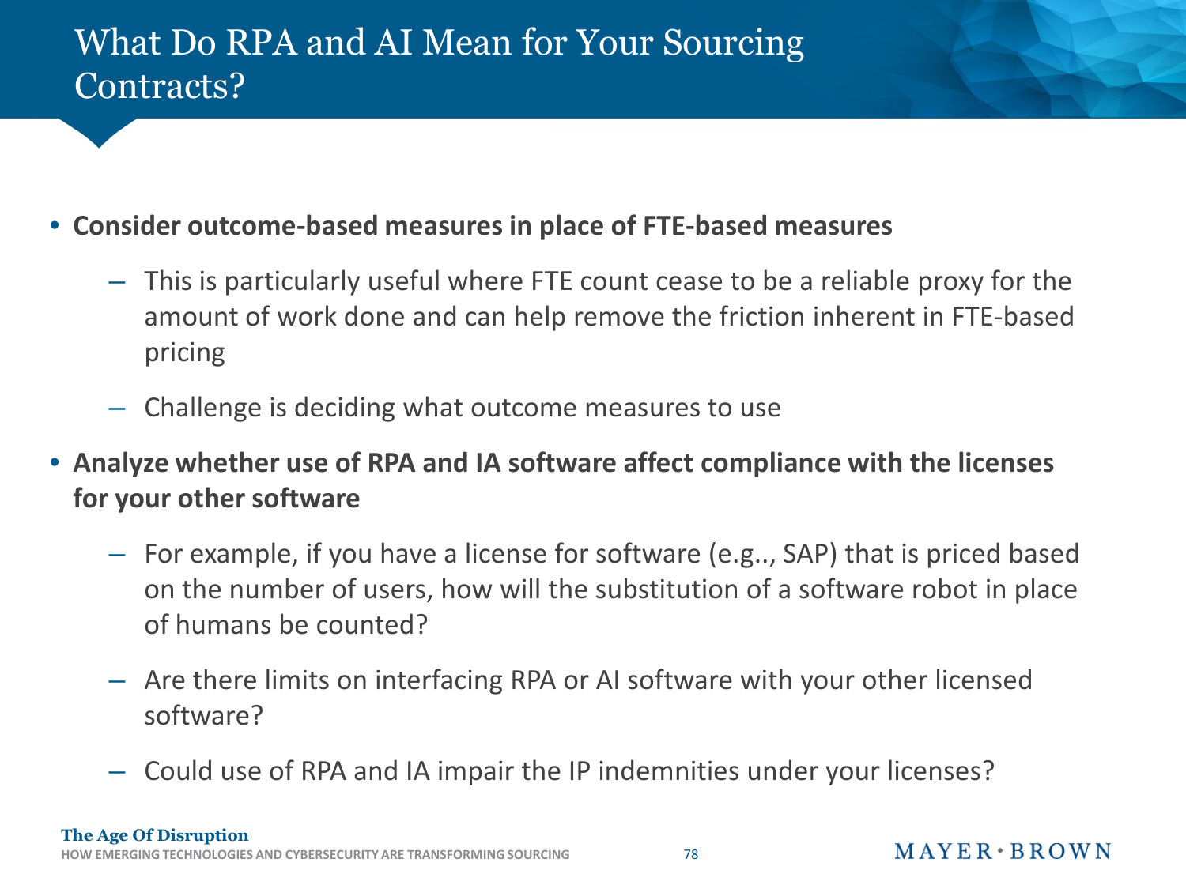# What Do RPA and AI Mean for Your Sourcing Contracts?

- **Consider outcome-based measures in place of FTE-based measures**
  - This is particularly useful where FTE count cease to be a reliable proxy for the amount of work done and can help remove the friction inherent in FTE-based pricing
  - Challenge is deciding what outcome measures to use
- **Analyze whether use of RPA and IA software affect compliance with the licenses for your other software**
  - For example, if you have a license for software (e.g.., SAP) that is priced based on the number of users, how will the substitution of a software robot in place of humans be counted?
  - Are there limits on interfacing RPA or AI software with your other licensed software?
  - Could use of RPA and IA impair the IP indemnities under your licenses?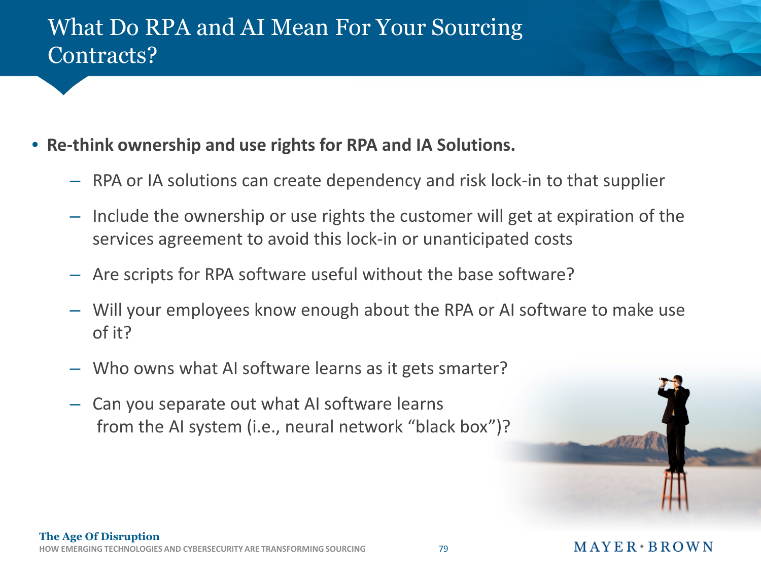# What Do RPA and AI Mean For Your Sourcing Contracts?

- **Re-think ownership and use rights for RPA and IA Solutions.**
  - RPA or IA solutions can create dependency and risk lock-in to that supplier
  - Include the ownership or use rights the customer will get at expiration of the services agreement to avoid this lock-in or unanticipated costs
  - Are scripts for RPA software useful without the base software?
  - Will your employees know enough about the RPA or AI software to make use of it?
  - Who owns what AI software learns as it gets smarter?
  - Can you separate out what AI software learns from the AI system (i.e., neural network "black box")?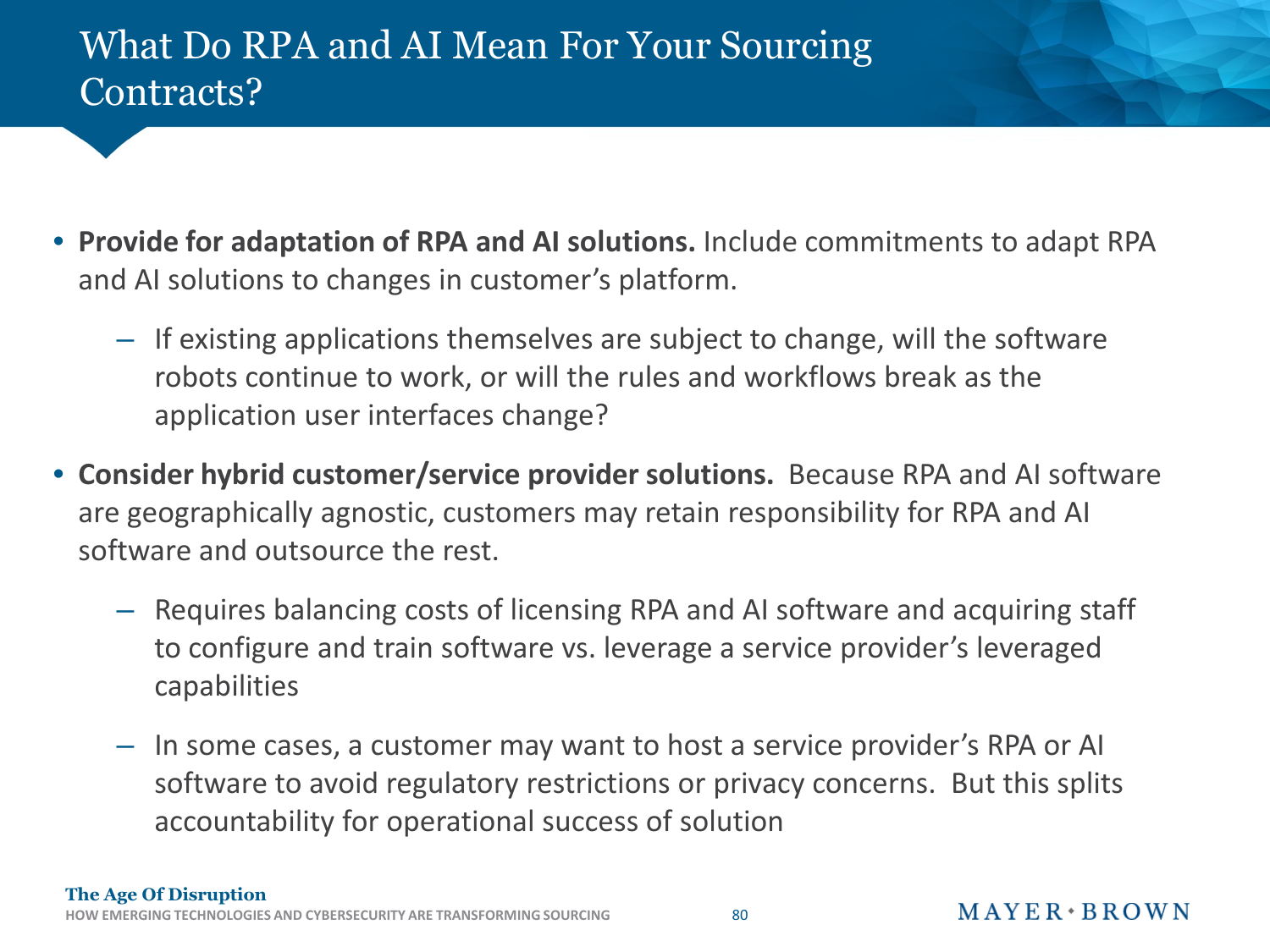# What Do RPA and AI Mean For Your Sourcing Contracts?

- **Provide for adaptation of RPA and AI solutions.** Include commitments to adapt RPA and AI solutions to changes in customer's platform.
  - If existing applications themselves are subject to change, will the software robots continue to work, or will the rules and workflows break as the application user interfaces change?
- **Consider hybrid customer/service provider solutions.** Because RPA and AI software are geographically agnostic, customers may retain responsibility for RPA and AI software and outsource the rest.
  - Requires balancing costs of licensing RPA and AI software and acquiring staff to configure and train software vs. leverage a service provider's leveraged capabilities
  - In some cases, a customer may want to host a service provider's RPA or AI software to avoid regulatory restrictions or privacy concerns. But this splits accountability for operational success of solution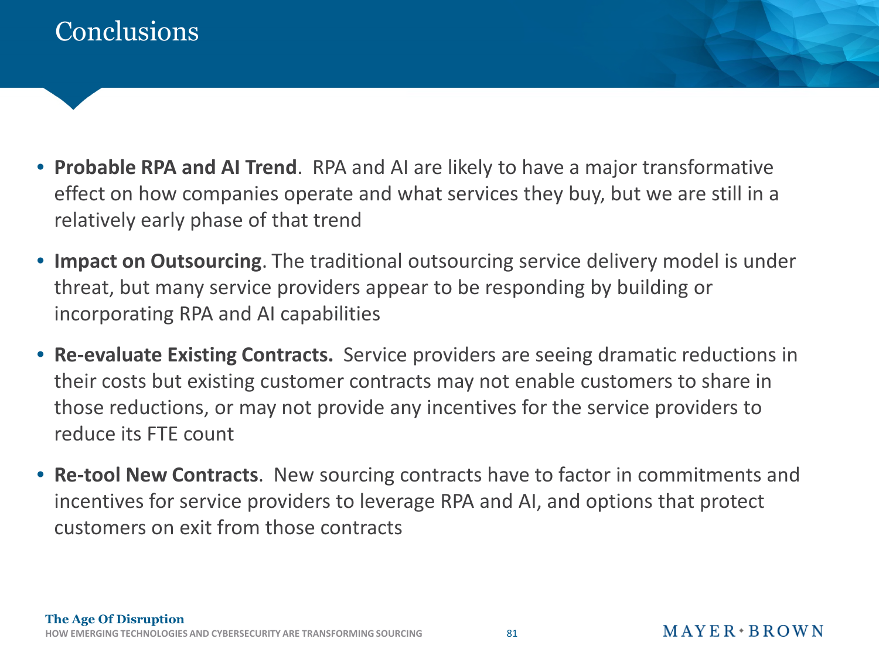# Conclusions

- **Probable RPA and AI Trend**. RPA and AI are likely to have a major transformative effect on how companies operate and what services they buy, but we are still in a relatively early phase of that trend
- **Impact on Outsourcing**. The traditional outsourcing service delivery model is under threat, but many service providers appear to be responding by building or incorporating RPA and AI capabilities
- **Re-evaluate Existing Contracts.** Service providers are seeing dramatic reductions in their costs but existing customer contracts may not enable customers to share in those reductions, or may not provide any incentives for the service providers to reduce its FTE count
- **Re-tool New Contracts**. New sourcing contracts have to factor in commitments and incentives for service providers to leverage RPA and AI, and options that protect customers on exit from those contracts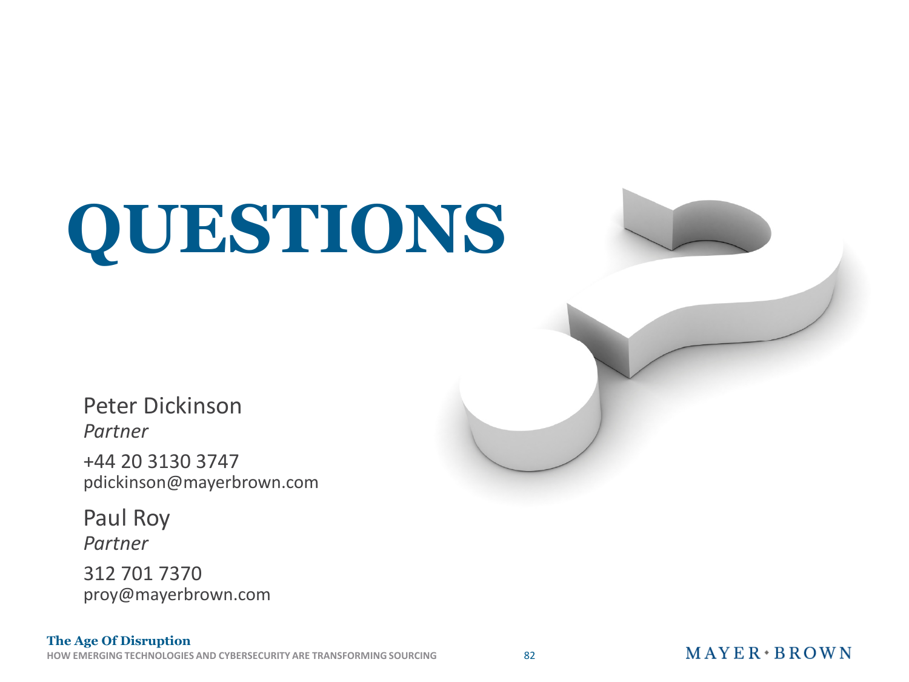# QUESTIONS

Peter Dickinson
*Partner*

+44 20 3130 3747
pdickinson@mayerbrown.com

Paul Roy
*Partner*

312 701 7370
proy@mayerbrown.com